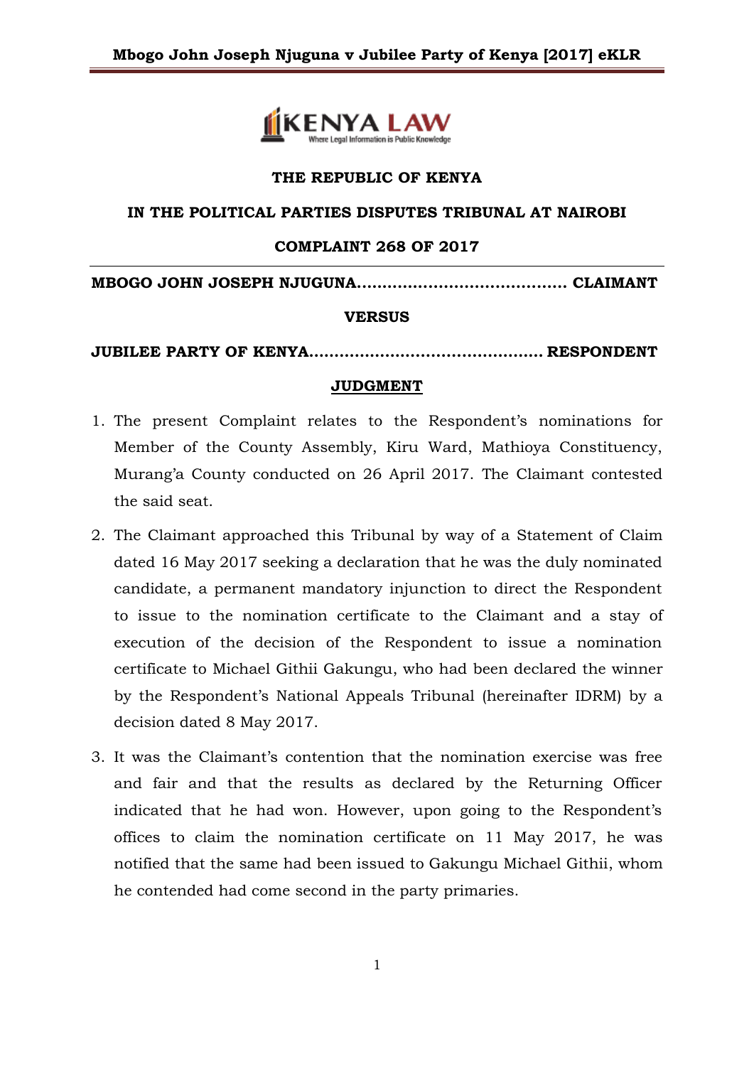**THE REPUBLIC OF KENYA**

**IN THE POLITICAL PARTIES DISPUTES TRIBUNAL AT NAIROBI**

**COMPLAINT 268 OF 2017**

**MBOGO JOHN JOSEPH NJUGUNA.......................................... CLAIMANT**

**VERSUS**

**JUBILEE PARTY OF KENYA.............................................. RESPONDENT**

**JUDGMENT**

1. The present Complaint relates to the Respondent's nominations for Member of the County Assembly, Kiru Ward, Mathioya Constituency, Murang'a County conducted on 26 April 2017. The Claimant contested the said seat.
2. The Claimant approached this Tribunal by way of a Statement of Claim dated 16 May 2017 seeking a declaration that he was the duly nominated candidate, a permanent mandatory injunction to direct the Respondent to issue to the nomination certificate to the Claimant and a stay of execution of the decision of the Respondent to issue a nomination certificate to Michael Githii Gakungu, who had been declared the winner by the Respondent's National Appeals Tribunal (hereinafter IDRM) by a decision dated 8 May 2017.
3. It was the Claimant's contention that the nomination exercise was free and fair and that the results as declared by the Returning Officer indicated that he had won. However, upon going to the Respondent's offices to claim the nomination certificate on 11 May 2017, he was notified that the same had been issued to Gakungu Michael Githii, whom he contended had come second in the party primaries.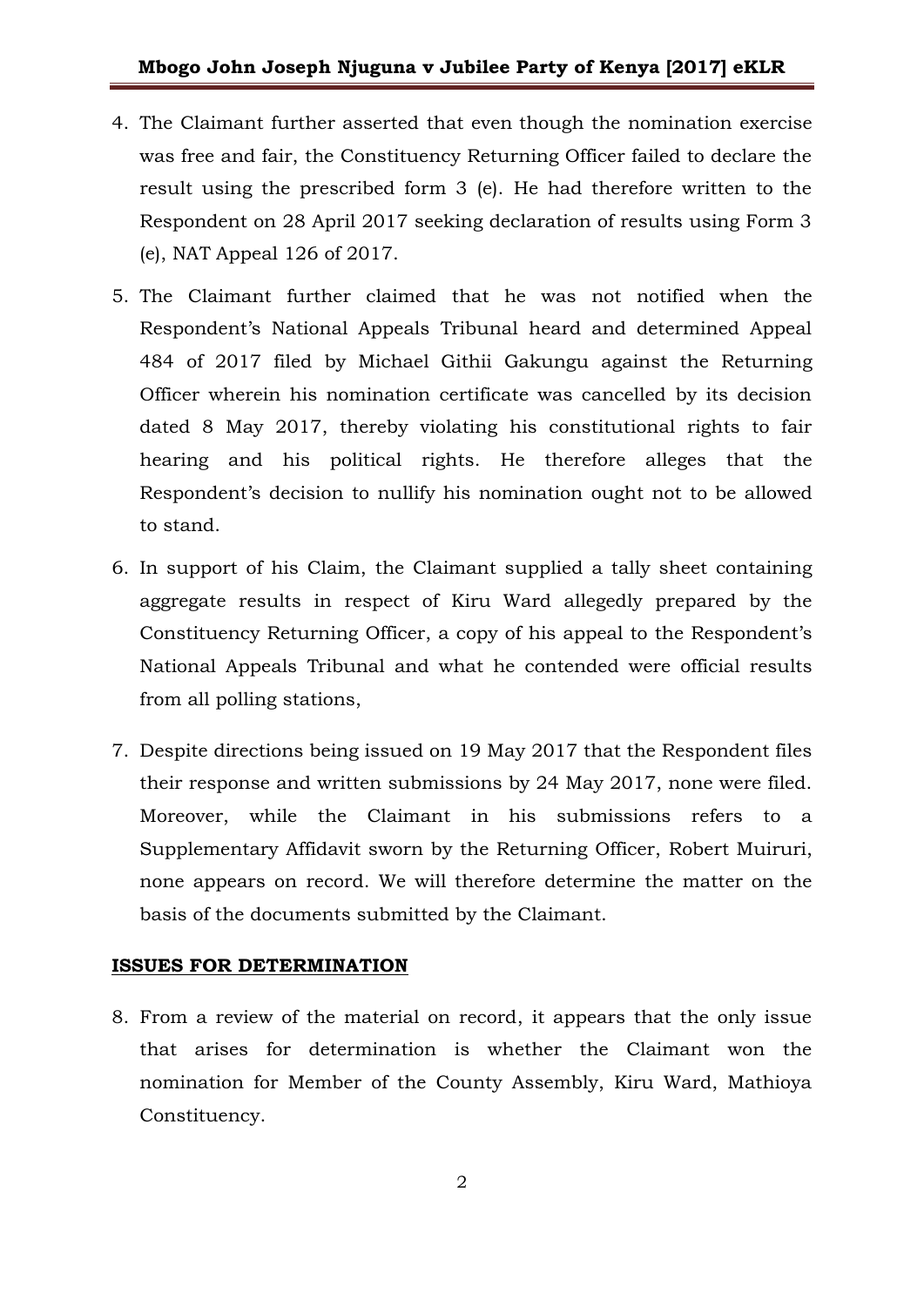4. The Claimant further asserted that even though the nomination exercise was free and fair, the Constituency Returning Officer failed to declare the result using the prescribed form 3 (e). He had therefore written to the Respondent on 28 April 2017 seeking declaration of results using Form 3 (e), NAT Appeal 126 of 2017.

5. The Claimant further claimed that he was not notified when the Respondent's National Appeals Tribunal heard and determined Appeal 484 of 2017 filed by Michael Githii Gakungu against the Returning Officer wherein his nomination certificate was cancelled by its decision dated 8 May 2017, thereby violating his constitutional rights to fair hearing and his political rights. He therefore alleges that the Respondent's decision to nullify his nomination ought not to be allowed to stand.

6. In support of his Claim, the Claimant supplied a tally sheet containing aggregate results in respect of Kiru Ward allegedly prepared by the Constituency Returning Officer, a copy of his appeal to the Respondent's National Appeals Tribunal and what he contended were official results from all polling stations,

7. Despite directions being issued on 19 May 2017 that the Respondent files their response and written submissions by 24 May 2017, none were filed. Moreover, while the Claimant in his submissions refers to a Supplementary Affidavit sworn by the Returning Officer, Robert Muiruri, none appears on record. We will therefore determine the matter on the basis of the documents submitted by the Claimant.

## ISSUES FOR DETERMINATION

8. From a review of the material on record, it appears that the only issue that arises for determination is whether the Claimant won the nomination for Member of the County Assembly, Kiru Ward, Mathioya Constituency.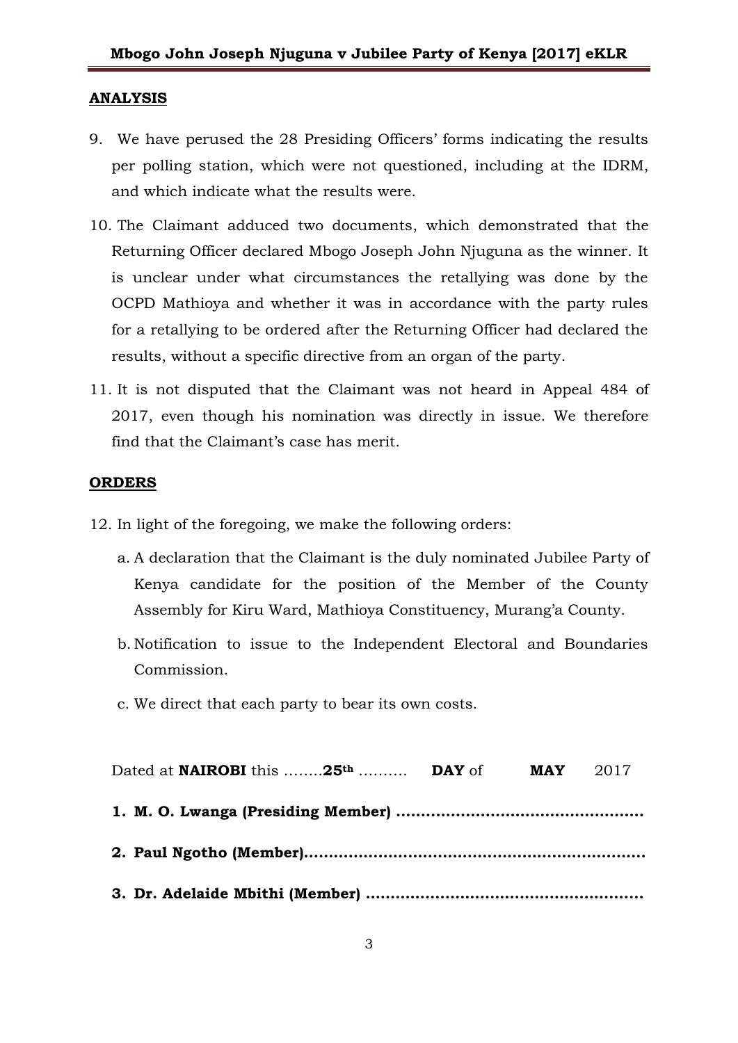## ANALYSIS

9. We have perused the 28 Presiding Officers' forms indicating the results per polling station, which were not questioned, including at the IDRM, and which indicate what the results were.

10. The Claimant adduced two documents, which demonstrated that the Returning Officer declared Mbogo Joseph John Njuguna as the winner. It is unclear under what circumstances the retallying was done by the OCPD Mathioya and whether it was in accordance with the party rules for a retallying to be ordered after the Returning Officer had declared the results, without a specific directive from an organ of the party.

11. It is not disputed that the Claimant was not heard in Appeal 484 of 2017, even though his nomination was directly in issue. We therefore find that the Claimant's case has merit.

## ORDERS

12. In light of the foregoing, we make the following orders:

    a. A declaration that the Claimant is the duly nominated Jubilee Party of Kenya candidate for the position of the Member of the County Assembly for Kiru Ward, Mathioya Constituency, Murang'a County.

    b. Notification to issue to the Independent Electoral and Boundaries Commission.

    c. We direct that each party to bear its own costs.

Dated at **NAIROBI** this ........**25th** .......... **DAY** of **MAY** 2017

1. **M. O. Lwanga (Presiding Member) ...............................................**
2. **Paul Ngotho (Member)..................................................................**
3. **Dr. Adelaide Mbithi (Member) .....................................................**